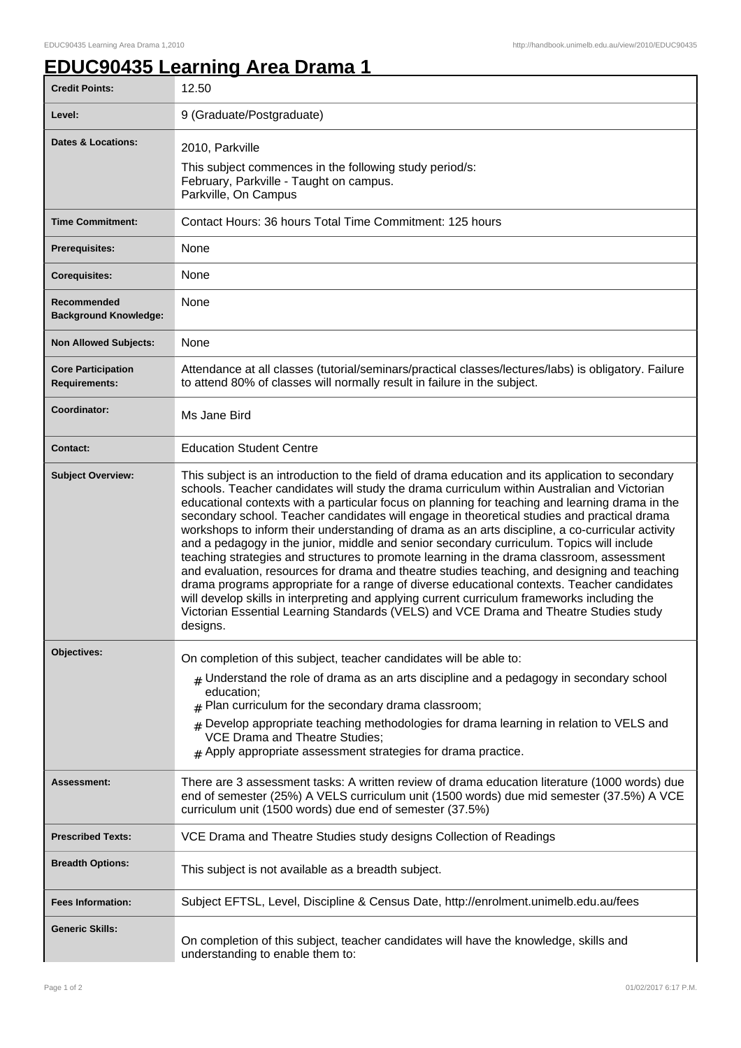# EDUC90435 Learning Area Drama 1

| | |
|---|---|
| **Credit Points:** | 12.50 |
| **Level:** | 9 (Graduate/Postgraduate) |
| **Dates & Locations:** | 2010, Parkville<br>This subject commences in the following study period/s:<br>February, Parkville - Taught on campus.<br>Parkville, On Campus |
| **Time Commitment:** | Contact Hours: 36 hours Total Time Commitment: 125 hours |
| **Prerequisites:** | None |
| **Corequisites:** | None |
| **Recommended Background Knowledge:** | None |
| **Non Allowed Subjects:** | None |
| **Core Participation Requirements:** | Attendance at all classes (tutorial/seminars/practical classes/lectures/labs) is obligatory. Failure to attend 80% of classes will normally result in failure in the subject. |
| **Coordinator:** | Ms Jane Bird |
| **Contact:** | Education Student Centre |
| **Subject Overview:** | This subject is an introduction to the field of drama education and its application to secondary schools. Teacher candidates will study the drama curriculum within Australian and Victorian educational contexts with a particular focus on planning for teaching and learning drama in the secondary school. Teacher candidates will engage in theoretical studies and practical drama workshops to inform their understanding of drama as an arts discipline, a co-curricular activity and a pedagogy in the junior, middle and senior secondary curriculum. Topics will include teaching strategies and structures to promote learning in the drama classroom, assessment and evaluation, resources for drama and theatre studies teaching, and designing and teaching drama programs appropriate for a range of diverse educational contexts. Teacher candidates will develop skills in interpreting and applying current curriculum frameworks including the Victorian Essential Learning Standards (VELS) and VCE Drama and Theatre Studies study designs. |
| **Objectives:** | On completion of this subject, teacher candidates will be able to:<br># Understand the role of drama as an arts discipline and a pedagogy in secondary school education;<br># Plan curriculum for the secondary drama classroom;<br># Develop appropriate teaching methodologies for drama learning in relation to VELS and VCE Drama and Theatre Studies;<br># Apply appropriate assessment strategies for drama practice. |
| **Assessment:** | There are 3 assessment tasks: A written review of drama education literature (1000 words) due end of semester (25%) A VELS curriculum unit (1500 words) due mid semester (37.5%) A VCE curriculum unit (1500 words) due end of semester (37.5%) |
| **Prescribed Texts:** | VCE Drama and Theatre Studies study designs Collection of Readings |
| **Breadth Options:** | This subject is not available as a breadth subject. |
| **Fees Information:** | Subject EFTSL, Level, Discipline & Census Date, http://enrolment.unimelb.edu.au/fees |
| **Generic Skills:** | On completion of this subject, teacher candidates will have the knowledge, skills and understanding to enable them to: |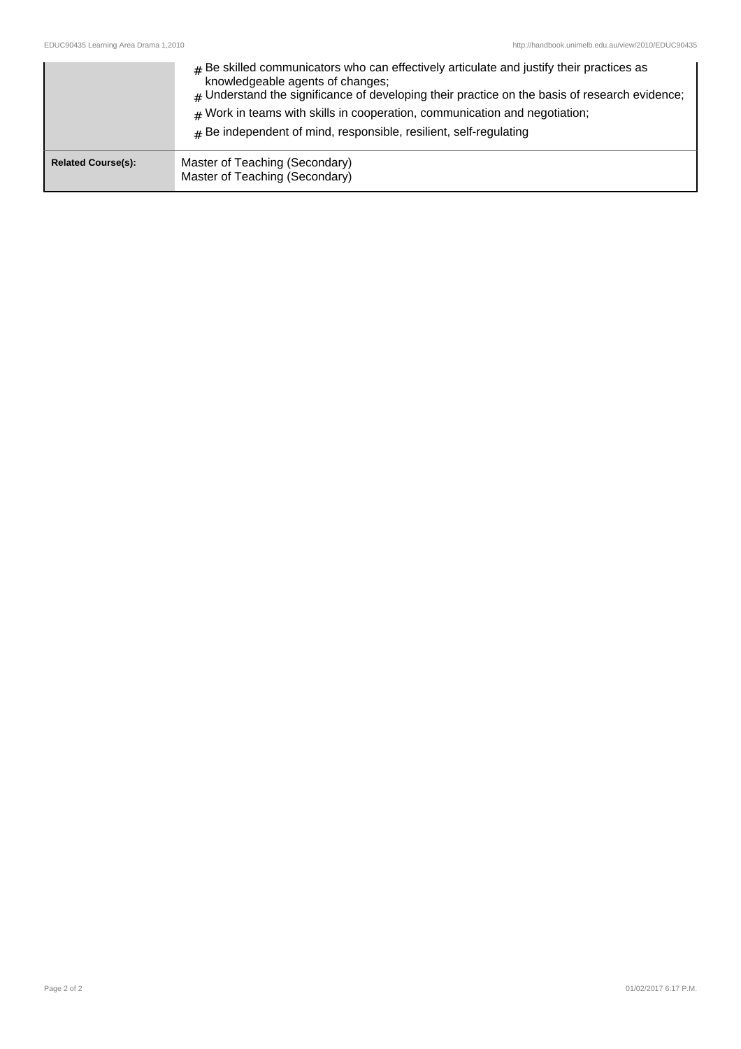| | |
|---|---|
| | # Be skilled communicators who can effectively articulate and justify their practices as knowledgeable agents of changes;<br># Understand the significance of developing their practice on the basis of research evidence;<br># Work in teams with skills in cooperation, communication and negotiation;<br># Be independent of mind, responsible, resilient, self-regulating |
| **Related Course(s):** | Master of Teaching (Secondary)<br>Master of Teaching (Secondary) |